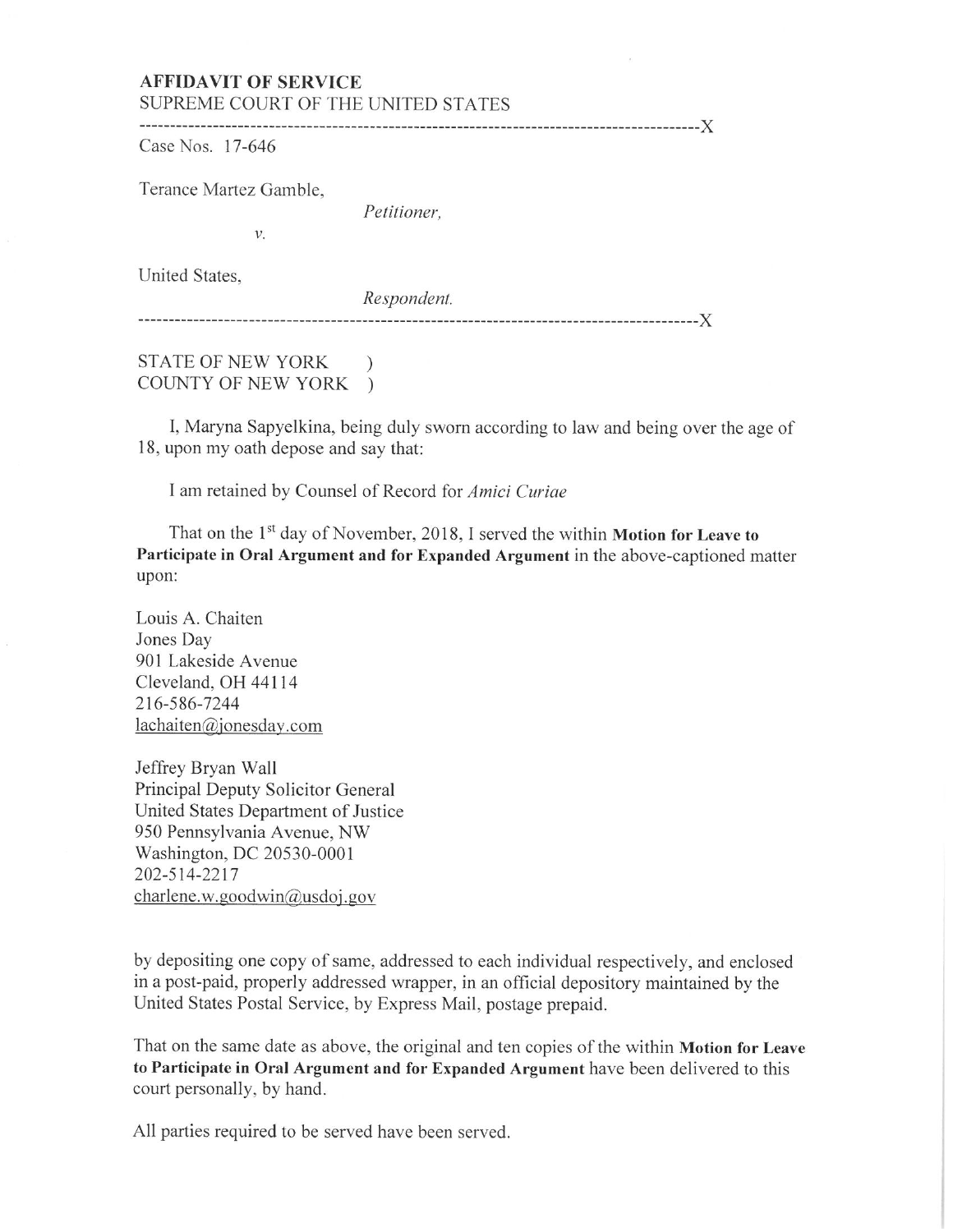**AFFIDAVIT OF SERVICE**

SUPREME COURT OF THE UNITED STATES

-------------------------------------------------------------------------------------------X

Case Nos. 17-646

Terance Martez Gamble,

*Petitioner,*

*v.*

United States,

*Respondent.*

-------------------------------------------------------------------------------------------X

STATE OF NEW YORK )
COUNTY OF NEW YORK )

I, Maryna Sapyelkina, being duly sworn according to law and being over the age of 18, upon my oath depose and say that:

I am retained by Counsel of Record for *Amici Curiae*

That on the 1st day of November, 2018, I served the within **Motion for Leave to Participate in Oral Argument and for Expanded Argument** in the above-captioned matter upon:

Louis A. Chaiten
Jones Day
901 Lakeside Avenue
Cleveland, OH 44114
216-586-7244
lachaiten@jonesday.com

Jeffrey Bryan Wall
Principal Deputy Solicitor General
United States Department of Justice
950 Pennsylvania Avenue, NW
Washington, DC 20530-0001
202-514-2217
charlene.w.goodwin@usdoj.gov

by depositing one copy of same, addressed to each individual respectively, and enclosed in a post-paid, properly addressed wrapper, in an official depository maintained by the United States Postal Service, by Express Mail, postage prepaid.

That on the same date as above, the original and ten copies of the within **Motion for Leave to Participate in Oral Argument and for Expanded Argument** have been delivered to this court personally, by hand.

All parties required to be served have been served.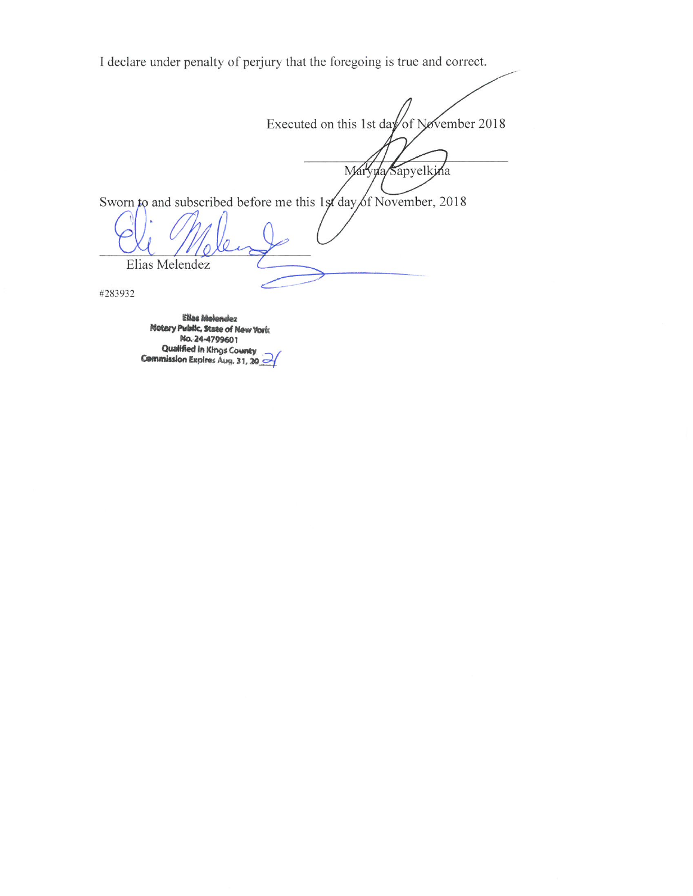I declare under penalty of perjury that the foregoing is true and correct.

Executed on this 1st day of November 2018

Maryna Sapyelkina

Sworn to and subscribed before me this 1st day of November, 2018

Elias Melendez

#283932

Elias Melendez
Notary Public, State of New York
No. 24-4799601
Qualified in Kings County
Commission Expires Aug. 31, 20 21